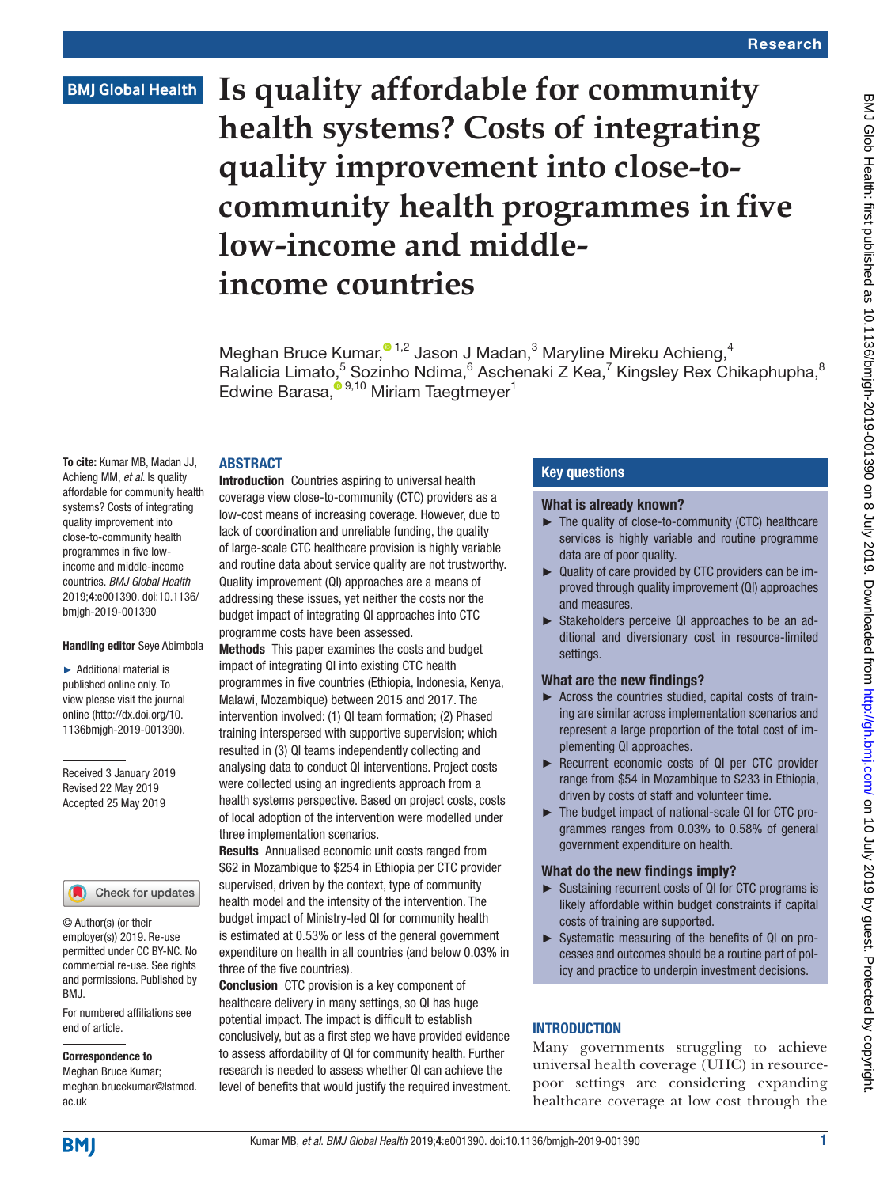# Is quality affordable for community health systems? Costs of integrating quality improvement into close-to-community health programmes in five low-income and middle-income countries

Meghan Bruce Kumar,[1,2] Jason J Madan,[3] Maryline Mireku Achieng,[4] Ralalicia Limato,[5] Sozinho Ndima,[6] Aschenaki Z Kea,[7] Kingsley Rex Chikaphupha,[8] Edwine Barasa,[9,10] Miriam Taegtmeyer[1]

**To cite:** Kumar MB, Madan JJ, Achieng MM, *et al*. Is quality affordable for community health systems? Costs of integrating quality improvement into close-to-community health programmes in five low-income and middle-income countries. *BMJ Global Health* 2019;**4**:e001390. doi:10.1136/bmjgh-2019-001390

**Handling editor** Seye Abimbola

► Additional material is published online only. To view please visit the journal online (http://dx.doi.org/10.1136bmjgh-2019-001390).

Received 3 January 2019
Revised 22 May 2019
Accepted 25 May 2019

© Author(s) (or their employer(s)) 2019. Re-use permitted under CC BY-NC. No commercial re-use. See rights and permissions. Published by BMJ.

For numbered affiliations see end of article.

**Correspondence to**
Meghan Bruce Kumar; meghan.brucekumar@lstmed.ac.uk

## ABSTRACT

**Introduction** Countries aspiring to universal health coverage view close-to-community (CTC) providers as a low-cost means of increasing coverage. However, due to lack of coordination and unreliable funding, the quality of large-scale CTC healthcare provision is highly variable and routine data about service quality are not trustworthy. Quality improvement (QI) approaches are a means of addressing these issues, yet neither the costs nor the budget impact of integrating QI approaches into CTC programme costs have been assessed.

**Methods** This paper examines the costs and budget impact of integrating QI into existing CTC health programmes in five countries (Ethiopia, Indonesia, Kenya, Malawi, Mozambique) between 2015 and 2017. The intervention involved: (1) QI team formation; (2) Phased training interspersed with supportive supervision; which resulted in (3) QI teams independently collecting and analysing data to conduct QI interventions. Project costs were collected using an ingredients approach from a health systems perspective. Based on project costs, costs of local adoption of the intervention were modelled under three implementation scenarios.

**Results** Annualised economic unit costs ranged from \$62 in Mozambique to \$254 in Ethiopia per CTC provider supervised, driven by the context, type of community health model and the intensity of the intervention. The budget impact of Ministry-led QI for community health is estimated at 0.53% or less of the general government expenditure on health in all countries (and below 0.03% in three of the five countries).

**Conclusion** CTC provision is a key component of healthcare delivery in many settings, so QI has huge potential impact. The impact is difficult to establish conclusively, but as a first step we have provided evidence to assess affordability of QI for community health. Further research is needed to assess whether QI can achieve the level of benefits that would justify the required investment.

## Key questions

### What is already known?

- The quality of close-to-community (CTC) healthcare services is highly variable and routine programme data are of poor quality.
- Quality of care provided by CTC providers can be improved through quality improvement (QI) approaches and measures.
- Stakeholders perceive QI approaches to be an additional and diversionary cost in resource-limited settings.

### What are the new findings?

- Across the countries studied, capital costs of training are similar across implementation scenarios and represent a large proportion of the total cost of implementing QI approaches.
- Recurrent economic costs of QI per CTC provider range from \$54 in Mozambique to \$233 in Ethiopia, driven by costs of staff and volunteer time.
- The budget impact of national-scale QI for CTC programmes ranges from 0.03% to 0.58% of general government expenditure on health.

### What do the new findings imply?

- Sustaining recurrent costs of QI for CTC programs is likely affordable within budget constraints if capital costs of training are supported.
- Systematic measuring of the benefits of QI on processes and outcomes should be a routine part of policy and practice to underpin investment decisions.

## INTRODUCTION

Many governments struggling to achieve universal health coverage (UHC) in resource-poor settings are considering expanding healthcare coverage at low cost through the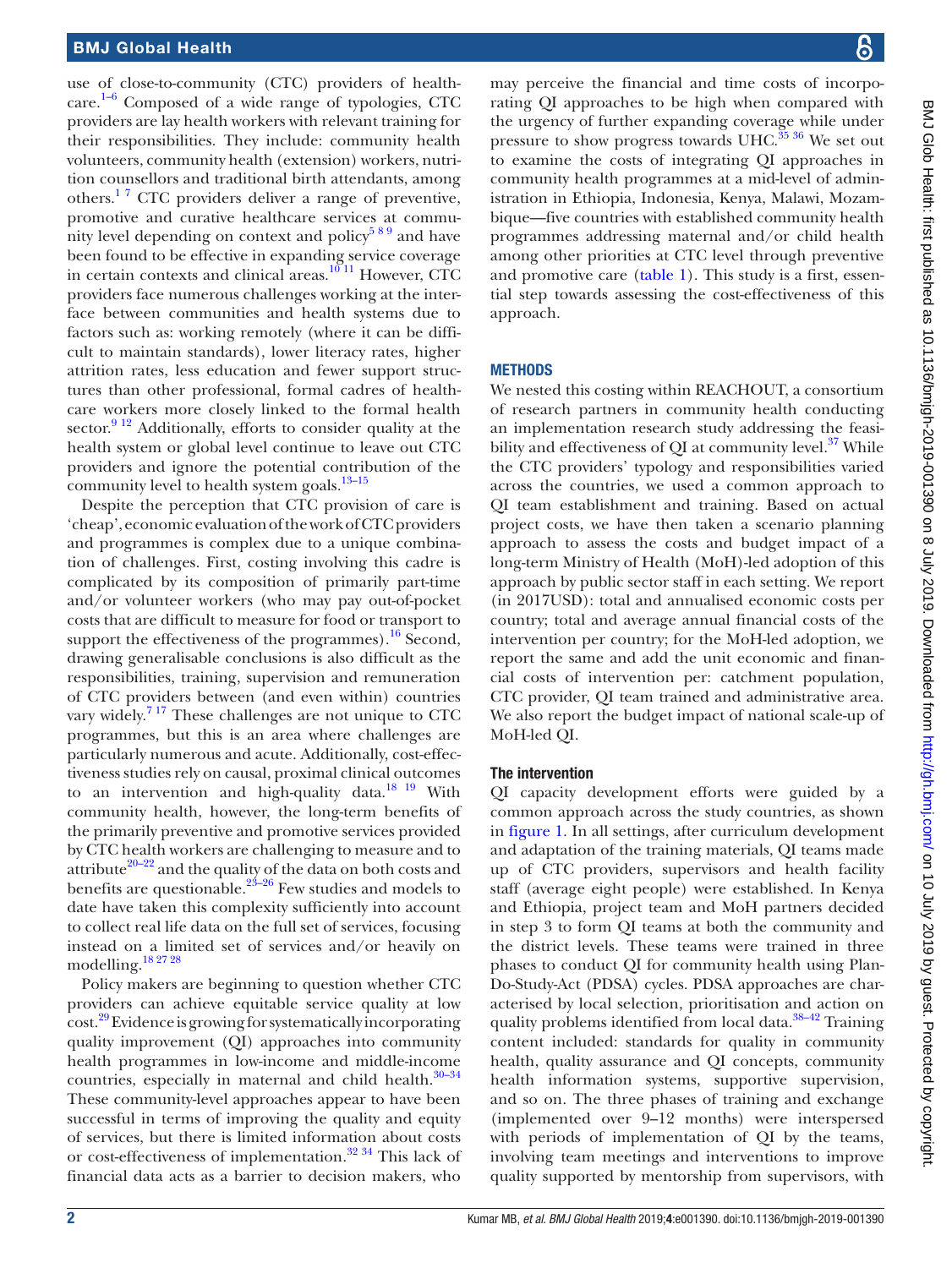use of close-to-community (CTC) providers of healthcare.[1–6] Composed of a wide range of typologies, CTC providers are lay health workers with relevant training for their responsibilities. They include: community health volunteers, community health (extension) workers, nutrition counsellors and traditional birth attendants, among others.[1 7] CTC providers deliver a range of preventive, promotive and curative healthcare services at community level depending on context and policy[5 8 9] and have been found to be effective in expanding service coverage in certain contexts and clinical areas.[10 11] However, CTC providers face numerous challenges working at the interface between communities and health systems due to factors such as: working remotely (where it can be difficult to maintain standards), lower literacy rates, higher attrition rates, less education and fewer support structures than other professional, formal cadres of healthcare workers more closely linked to the formal health sector.[9 12] Additionally, efforts to consider quality at the health system or global level continue to leave out CTC providers and ignore the potential contribution of the community level to health system goals.[13–15]

Despite the perception that CTC provision of care is 'cheap', economic evaluation of the work of CTC providers and programmes is complex due to a unique combination of challenges. First, costing involving this cadre is complicated by its composition of primarily part-time and/or volunteer workers (who may pay out-of-pocket costs that are difficult to measure for food or transport to support the effectiveness of the programmes).[16] Second, drawing generalisable conclusions is also difficult as the responsibilities, training, supervision and remuneration of CTC providers between (and even within) countries vary widely.[7 17] These challenges are not unique to CTC programmes, but this is an area where challenges are particularly numerous and acute. Additionally, cost-effectiveness studies rely on causal, proximal clinical outcomes to an intervention and high-quality data.[18 19] With community health, however, the long-term benefits of the primarily preventive and promotive services provided by CTC health workers are challenging to measure and to attribute[20–22] and the quality of the data on both costs and benefits are questionable.[23–26] Few studies and models to date have taken this complexity sufficiently into account to collect real life data on the full set of services, focusing instead on a limited set of services and/or heavily on modelling.[18 27 28]

Policy makers are beginning to question whether CTC providers can achieve equitable service quality at low cost.[29] Evidence is growing for systematically incorporating quality improvement (QI) approaches into community health programmes in low-income and middle-income countries, especially in maternal and child health.[30–34] These community-level approaches appear to have been successful in terms of improving the quality and equity of services, but there is limited information about costs or cost-effectiveness of implementation.[32 34] This lack of financial data acts as a barrier to decision makers, who may perceive the financial and time costs of incorporating QI approaches to be high when compared with the urgency of further expanding coverage while under pressure to show progress towards UHC.[35 36] We set out to examine the costs of integrating QI approaches in community health programmes at a mid-level of administration in Ethiopia, Indonesia, Kenya, Malawi, Mozambique—five countries with established community health programmes addressing maternal and/or child health among other priorities at CTC level through preventive and promotive care (table 1). This study is a first, essential step towards assessing the cost-effectiveness of this approach.

## METHODS

We nested this costing within REACHOUT, a consortium of research partners in community health conducting an implementation research study addressing the feasibility and effectiveness of QI at community level.[37] While the CTC providers' typology and responsibilities varied across the countries, we used a common approach to QI team establishment and training. Based on actual project costs, we have then taken a scenario planning approach to assess the costs and budget impact of a long-term Ministry of Health (MoH)-led adoption of this approach by public sector staff in each setting. We report (in 2017USD): total and annualised economic costs per country; total and average annual financial costs of the intervention per country; for the MoH-led adoption, we report the same and add the unit economic and financial costs of intervention per: catchment population, CTC provider, QI team trained and administrative area. We also report the budget impact of national scale-up of MoH-led QI.

### The intervention

QI capacity development efforts were guided by a common approach across the study countries, as shown in figure 1. In all settings, after curriculum development and adaptation of the training materials, QI teams made up of CTC providers, supervisors and health facility staff (average eight people) were established. In Kenya and Ethiopia, project team and MoH partners decided in step 3 to form QI teams at both the community and the district levels. These teams were trained in three phases to conduct QI for community health using Plan-Do-Study-Act (PDSA) cycles. PDSA approaches are characterised by local selection, prioritisation and action on quality problems identified from local data.[38–42] Training content included: standards for quality in community health, quality assurance and QI concepts, community health information systems, supportive supervision, and so on. The three phases of training and exchange (implemented over 9–12 months) were interspersed with periods of implementation of QI by the teams, involving team meetings and interventions to improve quality supported by mentorship from supervisors, with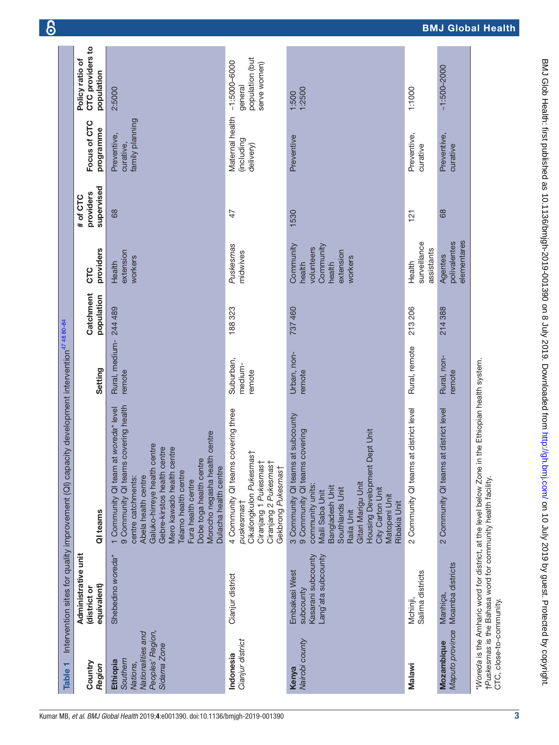**Table 1** Intervention sites for quality improvement (QI) capacity development intervention[47 48 80–84]

| Country *Region* | Administrative unit (district or equivalent) | QI teams | Setting | Catchment population | CTC providers | # of CTC providers supervised | Focus of CTC programme | Policy ratio of CTC providers to population |
|---|---|---|---|---|---|---|---|---|
| **Ethiopia** *Southern Nations, Nationalities and Peoples' Region, Sidama Zone* | Shebedino *woreda** | 1 Community QI team at *woreda** level<br>9 Community QI teams covering health centre catchments:<br>Abela health centre<br>Galuko-hirreye health centre<br>Gebre-kirstos health centre<br>Mero kawado health centre<br>Telamo health centre<br>Fura health centre<br>Dobe toga health centre<br>Morocho negasha health centre<br>Dulacha health centre | Rural, medium-remote | 244 489 | Health extension workers | 68 | Preventive, curative, family planning | 2:5000 |
| **Indonesia** *Cianjur district* | Cianjur district | 4 Community QI teams covering three *puskesmas*†<br>Cikalongkulon *Pukesmas*†<br>Ciranjang 1 *Pukesmas*†<br>Ciranjang 2 *Pukesmas*†<br>Gekbrong *Pukesmas*† | Suburban, medium-remote | 188 323 | *Puskesmas* midwives | 47 | Maternal health (including delivery) | ~1:5000–6000 general population (but serve women) |
| **Kenya** *Nairobi county* | Embakasi West subcounty<br>Kasarani subcounty<br>Lang'ata subcounty | 3 Community QI teams at subcounty<br>9 Community QI teams covering community units:<br>Maili Saba Unit<br>Bangladesh Unit<br>Southlands Unit<br>Raila Unit<br>Gitari Marigu Unit<br>Housing Development Dept Unit<br>City Carton Unit<br>Matopeni Unit<br>Ribakia Unit | Urban, non-remote | 737 460 | Community health volunteers<br>Community health extension workers | 1530 | Preventive | 1:500<br>1:2500 |
| **Malawi** | Mchinji, Salima districts | 2 Community QI teams at district level | Rural, remote | 213 206 | Health surveillance assistants | 121 | Preventive, curative | 1:1000 |
| **Mozambique** *Maputo province* | Manhiça, Moamba districts | 2 Community QI teams at district level | Rural, non-remote | 214 388 | Agentes polivalentes elementares | 68 | Preventive, curative | ~1:500–2000 |

**Woreda* is the Amharic word for district, at the level below Zone in the Ethiopian health system.
†*Puskesmas* is the Bahasa word for community health facility.
CTC, close-to-community.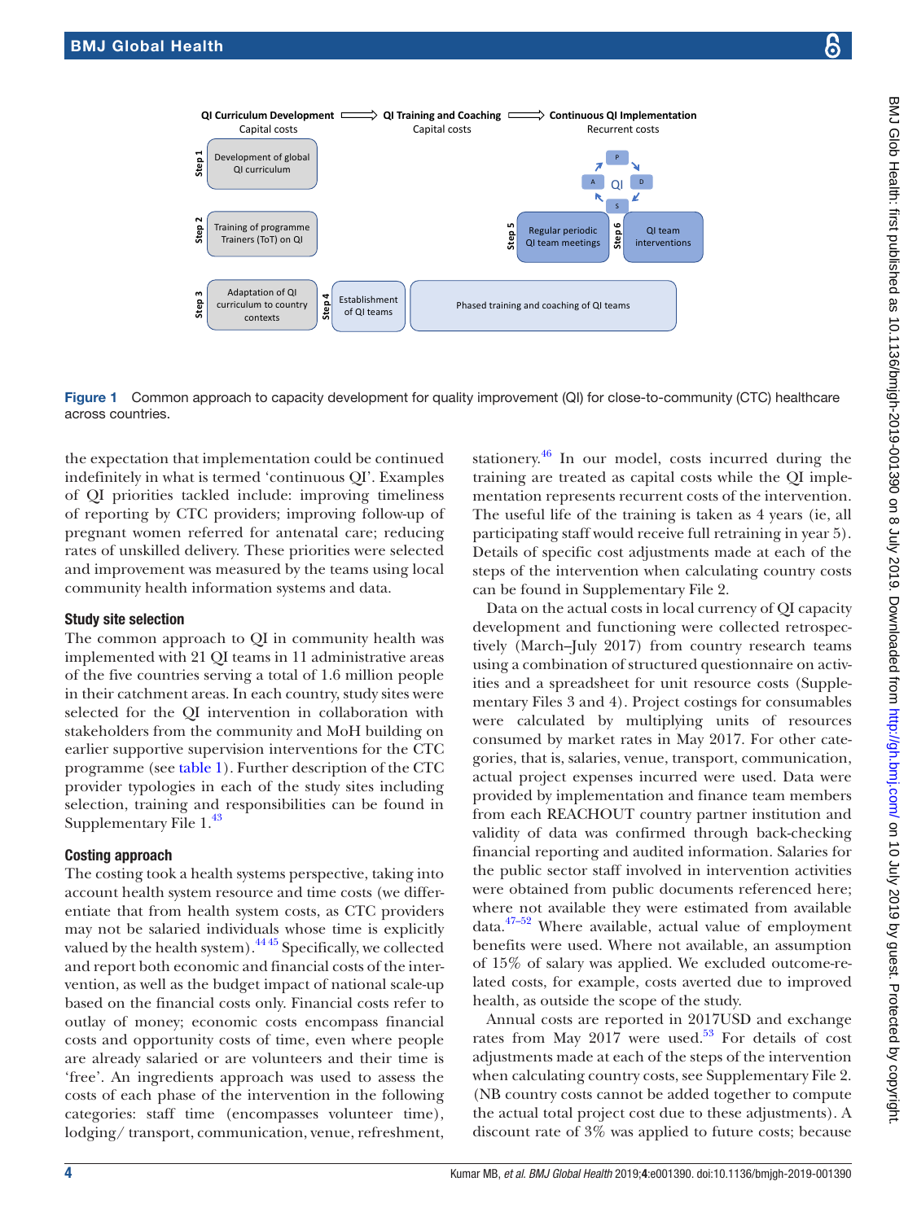QI Curriculum Development — Capital costs ⟹ QI Training and Coaching — Capital costs ⟹ Continuous QI Implementation — Recurrent costs

- Step 1: Development of global QI curriculum
- Step 2: Training of programme Trainers (ToT) on QI
- Step 3: Adaptation of QI curriculum to country contexts
- Step 4: Establishment of QI teams
- Phased training and coaching of QI teams
- Step 5: Regular periodic QI team meetings
- Step 6: QI team interventions
- QI cycle: P → D → S → A

**Figure 1** Common approach to capacity development for quality improvement (QI) for close-to-community (CTC) healthcare across countries.

the expectation that implementation could be continued indefinitely in what is termed 'continuous QI'. Examples of QI priorities tackled include: improving timeliness of reporting by CTC providers; improving follow-up of pregnant women referred for antenatal care; reducing rates of unskilled delivery. These priorities were selected and improvement was measured by the teams using local community health information systems and data.

### Study site selection

The common approach to QI in community health was implemented with 21 QI teams in 11 administrative areas of the five countries serving a total of 1.6 million people in their catchment areas. In each country, study sites were selected for the QI intervention in collaboration with stakeholders from the community and MoH building on earlier supportive supervision interventions for the CTC programme (see table 1). Further description of the CTC provider typologies in each of the study sites including selection, training and responsibilities can be found in Supplementary File 1.[43]

### Costing approach

The costing took a health systems perspective, taking into account health system resource and time costs (we differentiate that from health system costs, as CTC providers may not be salaried individuals whose time is explicitly valued by the health system).[44,45] Specifically, we collected and report both economic and financial costs of the intervention, as well as the budget impact of national scale-up based on the financial costs only. Financial costs refer to outlay of money; economic costs encompass financial costs and opportunity costs of time, even where people are already salaried or are volunteers and their time is 'free'. An ingredients approach was used to assess the costs of each phase of the intervention in the following categories: staff time (encompasses volunteer time), lodging/ transport, communication, venue, refreshment, stationery.[46] In our model, costs incurred during the training are treated as capital costs while the QI implementation represents recurrent costs of the intervention. The useful life of the training is taken as 4 years (ie, all participating staff would receive full retraining in year 5). Details of specific cost adjustments made at each of the steps of the intervention when calculating country costs can be found in Supplementary File 2.

Data on the actual costs in local currency of QI capacity development and functioning were collected retrospectively (March–July 2017) from country research teams using a combination of structured questionnaire on activities and a spreadsheet for unit resource costs (Supplementary Files 3 and 4). Project costings for consumables were calculated by multiplying units of resources consumed by market rates in May 2017. For other categories, that is, salaries, venue, transport, communication, actual project expenses incurred were used. Data were provided by implementation and finance team members from each REACHOUT country partner institution and validity of data was confirmed through back-checking financial reporting and audited information. Salaries for the public sector staff involved in intervention activities were obtained from public documents referenced here; where not available they were estimated from available data.[47–52] Where available, actual value of employment benefits were used. Where not available, an assumption of 15% of salary was applied. We excluded outcome-related costs, for example, costs averted due to improved health, as outside the scope of the study.

Annual costs are reported in 2017USD and exchange rates from May 2017 were used.[53] For details of cost adjustments made at each of the steps of the intervention when calculating country costs, see Supplementary File 2. (NB country costs cannot be added together to compute the actual total project cost due to these adjustments). A discount rate of 3% was applied to future costs; because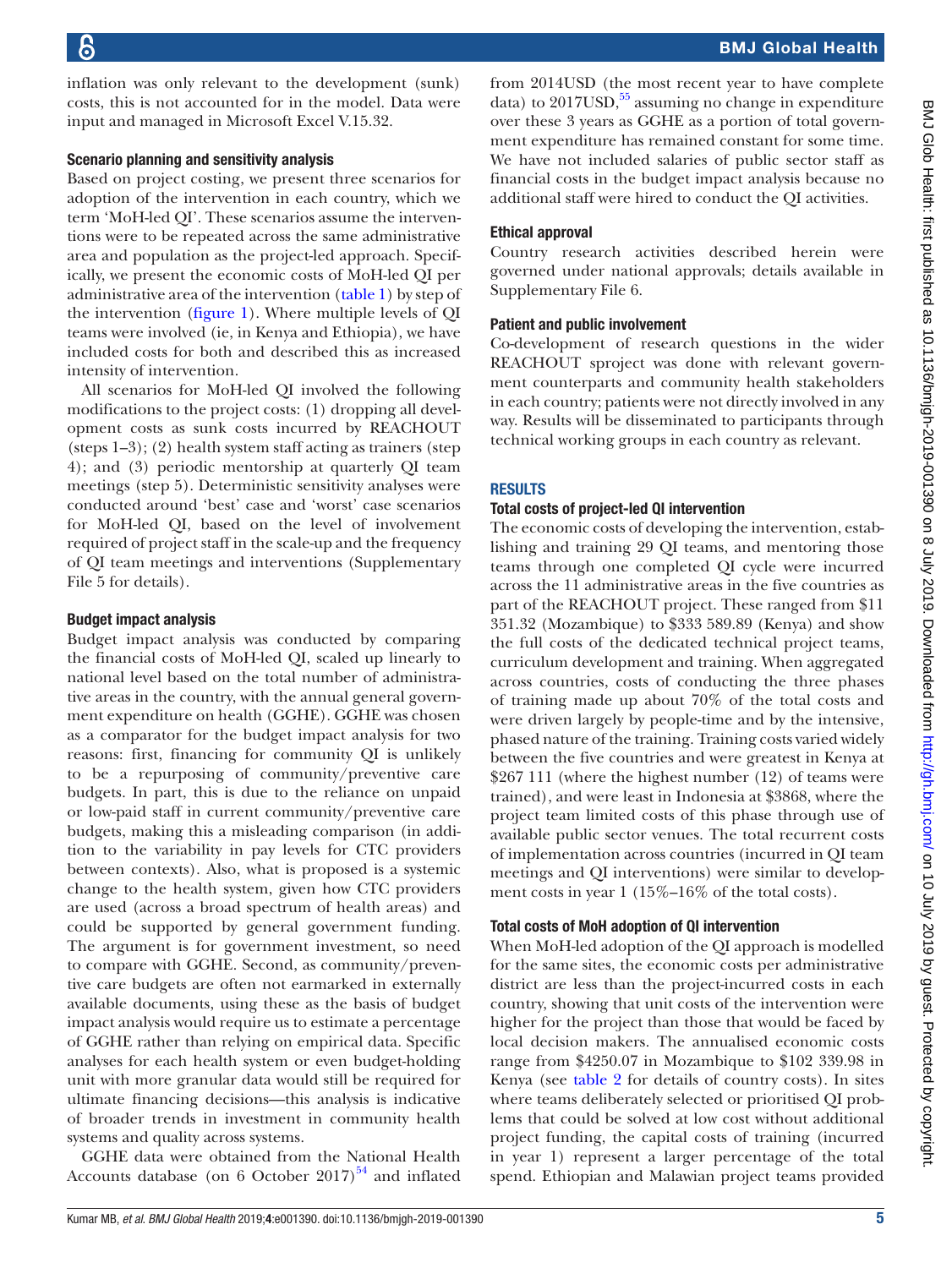inflation was only relevant to the development (sunk) costs, this is not accounted for in the model. Data were input and managed in Microsoft Excel V.15.32.

### Scenario planning and sensitivity analysis

Based on project costing, we present three scenarios for adoption of the intervention in each country, which we term 'MoH-led QI'. These scenarios assume the interventions were to be repeated across the same administrative area and population as the project-led approach. Specifically, we present the economic costs of MoH-led QI per administrative area of the intervention (table 1) by step of the intervention (figure 1). Where multiple levels of QI teams were involved (ie, in Kenya and Ethiopia), we have included costs for both and described this as increased intensity of intervention.

All scenarios for MoH-led QI involved the following modifications to the project costs: (1) dropping all development costs as sunk costs incurred by REACHOUT (steps 1–3); (2) health system staff acting as trainers (step 4); and (3) periodic mentorship at quarterly QI team meetings (step 5). Deterministic sensitivity analyses were conducted around 'best' case and 'worst' case scenarios for MoH-led QI, based on the level of involvement required of project staff in the scale-up and the frequency of QI team meetings and interventions (Supplementary File 5 for details).

### Budget impact analysis

Budget impact analysis was conducted by comparing the financial costs of MoH-led QI, scaled up linearly to national level based on the total number of administrative areas in the country, with the annual general government expenditure on health (GGHE). GGHE was chosen as a comparator for the budget impact analysis for two reasons: first, financing for community QI is unlikely to be a repurposing of community/preventive care budgets. In part, this is due to the reliance on unpaid or low-paid staff in current community/preventive care budgets, making this a misleading comparison (in addition to the variability in pay levels for CTC providers between contexts). Also, what is proposed is a systemic change to the health system, given how CTC providers are used (across a broad spectrum of health areas) and could be supported by general government funding. The argument is for government investment, so need to compare with GGHE. Second, as community/preventive care budgets are often not earmarked in externally available documents, using these as the basis of budget impact analysis would require us to estimate a percentage of GGHE rather than relying on empirical data. Specific analyses for each health system or even budget-holding unit with more granular data would still be required for ultimate financing decisions—this analysis is indicative of broader trends in investment in community health systems and quality across systems.

GGHE data were obtained from the National Health Accounts database (on 6 October 2017)[54] and inflated from 2014USD (the most recent year to have complete data) to 2017USD,[55] assuming no change in expenditure over these 3 years as GGHE as a portion of total government expenditure has remained constant for some time. We have not included salaries of public sector staff as financial costs in the budget impact analysis because no additional staff were hired to conduct the QI activities.

### Ethical approval

Country research activities described herein were governed under national approvals; details available in Supplementary File 6.

### Patient and public involvement

Co-development of research questions in the wider REACHOUT sproject was done with relevant government counterparts and community health stakeholders in each country; patients were not directly involved in any way. Results will be disseminated to participants through technical working groups in each country as relevant.

## RESULTS

### Total costs of project-led QI intervention

The economic costs of developing the intervention, establishing and training 29 QI teams, and mentoring those teams through one completed QI cycle were incurred across the 11 administrative areas in the five countries as part of the REACHOUT project. These ranged from $11 351.32 (Mozambique) to $333 589.89 (Kenya) and show the full costs of the dedicated technical project teams, curriculum development and training. When aggregated across countries, costs of conducting the three phases of training made up about 70% of the total costs and were driven largely by people-time and by the intensive, phased nature of the training. Training costs varied widely between the five countries and were greatest in Kenya at $267 111 (where the highest number (12) of teams were trained), and were least in Indonesia at $3868, where the project team limited costs of this phase through use of available public sector venues. The total recurrent costs of implementation across countries (incurred in QI team meetings and QI interventions) were similar to development costs in year 1 (15%–16% of the total costs).

### Total costs of MoH adoption of QI intervention

When MoH-led adoption of the QI approach is modelled for the same sites, the economic costs per administrative district are less than the project-incurred costs in each country, showing that unit costs of the intervention were higher for the project than those that would be faced by local decision makers. The annualised economic costs range from $4250.07 in Mozambique to $102 339.98 in Kenya (see table 2 for details of country costs). In sites where teams deliberately selected or prioritised QI problems that could be solved at low cost without additional project funding, the capital costs of training (incurred in year 1) represent a larger percentage of the total spend. Ethiopian and Malawian project teams provided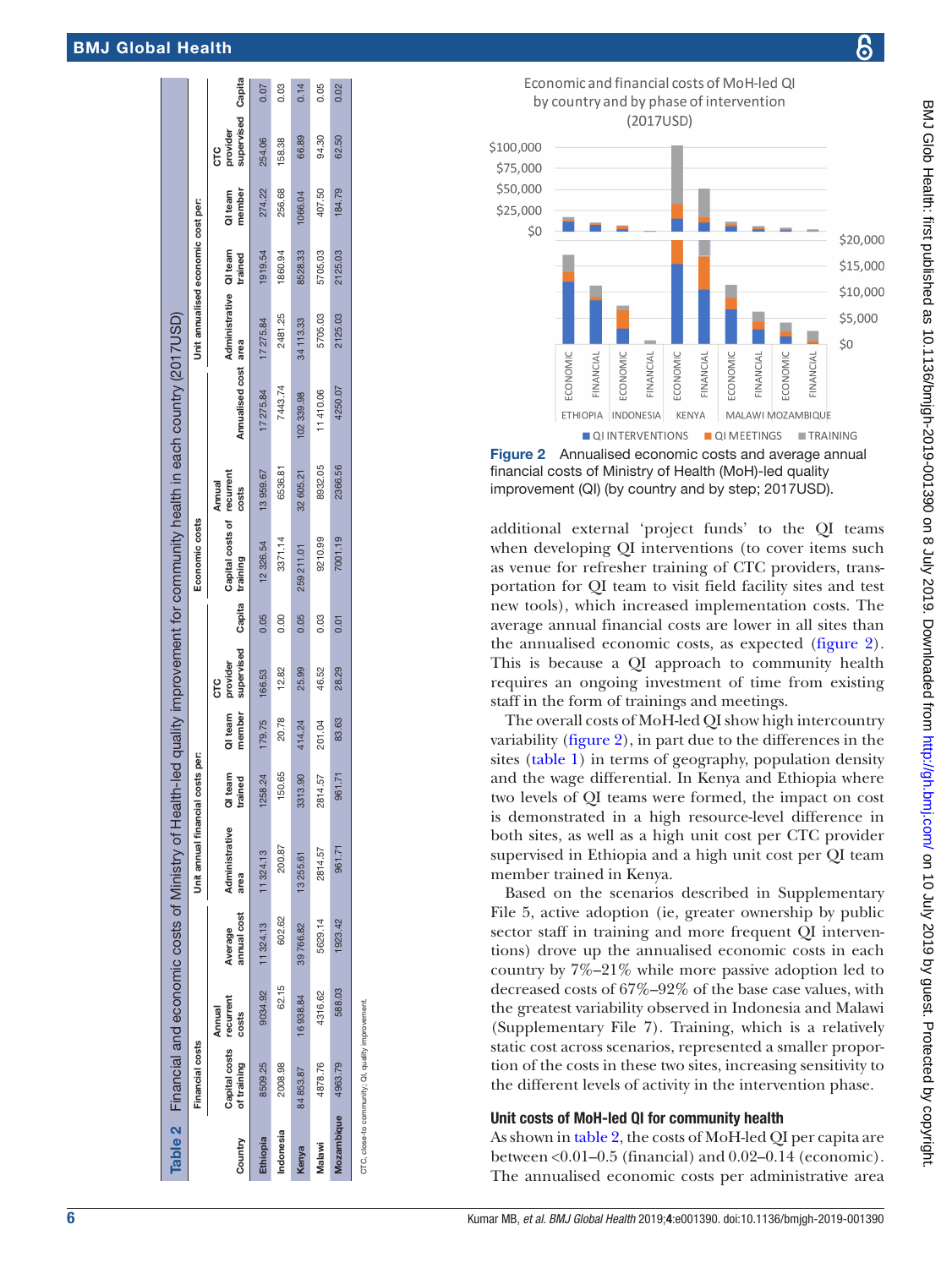**Table 2** Financial and economic costs of Ministry of Health-led quality improvement for community health in each country (2017USD)

| | Financial costs | | | Unit annual financial costs per: | | | | | Economic costs | | | Unit annualised economic cost per: | | | | |
|---|---|---|---|---|---|---|---|---|---|---|---|---|---|---|---|---|
| Country | Capital costs of training | Annual recurrent costs | Average annual cost | Administrative area | QI team trained | QI team member | CTC provider supervised | Capita | Capital costs of training | Annual recurrent costs | Annualised cost | Administrative area | QI team trained | QI team member | CTC provider supervised | Capita |
| Ethiopia | 8509.25 | 9034.92 | 11 324.13 | 11 324.13 | 1258.24 | 179.75 | 166.53 | 0.05 | 12 326.54 | 13 959.67 | 17 275.84 | 17 275.84 | 1919.54 | 274.22 | 254.06 | 0.07 |
| Indonesia | 2008.98 | 62.15 | 602.62 | 200.87 | 150.65 | 20.78 | 12.82 | 0.00 | 3371.14 | 6536.81 | 7443.74 | 2481.25 | 1860.94 | 256.68 | 158.38 | 0.03 |
| Kenya | 84 853.87 | 16 938.84 | 39 766.82 | 13 255.61 | 3313.90 | 414.24 | 25.99 | 0.05 | 259 211.01 | 32 605.21 | 102 339.98 | 34 113.33 | 8528.33 | 1066.04 | 66.89 | 0.14 |
| Malawi | 4878.76 | 4316.62 | 5629.14 | 2814.57 | 2814.57 | 201.04 | 46.52 | 0.03 | 9210.99 | 8932.05 | 11 410.06 | 5705.03 | 5705.03 | 407.50 | 94.30 | 0.05 |
| Mozambique | 4963.79 | 588.03 | 1923.42 | 961.71 | 961.71 | 83.63 | 28.29 | 0.01 | 7001.19 | 2366.56 | 4250.07 | 2125.03 | 2125.03 | 184.79 | 62.50 | 0.02 |

CTC, close-to community; QI, quality improvement.

**Figure 2** Annualised economic costs and average annual financial costs of Ministry of Health (MoH)-led quality improvement (QI) (by country and by step; 2017USD).

additional external 'project funds' to the QI teams when developing QI interventions (to cover items such as venue for refresher training of CTC providers, transportation for QI team to visit field facility sites and test new tools), which increased implementation costs. The average annual financial costs are lower in all sites than the annualised economic costs, as expected (figure 2). This is because a QI approach to community health requires an ongoing investment of time from existing staff in the form of trainings and meetings.

The overall costs of MoH-led QI show high intercountry variability (figure 2), in part due to the differences in the sites (table 1) in terms of geography, population density and the wage differential. In Kenya and Ethiopia where two levels of QI teams were formed, the impact on cost is demonstrated in a high resource-level difference in both sites, as well as a high unit cost per CTC provider supervised in Ethiopia and a high unit cost per QI team member trained in Kenya.

Based on the scenarios described in Supplementary File 5, active adoption (ie, greater ownership by public sector staff in training and more frequent QI interventions) drove up the annualised economic costs in each country by 7%–21% while more passive adoption led to decreased costs of 67%–92% of the base case values, with the greatest variability observed in Indonesia and Malawi (Supplementary File 7). Training, which is a relatively static cost across scenarios, represented a smaller proportion of the costs in these two sites, increasing sensitivity to the different levels of activity in the intervention phase.

### Unit costs of MoH-led QI for community health

As shown in table 2, the costs of MoH-led QI per capita are between <0.01–0.5 (financial) and 0.02–0.14 (economic). The annualised economic costs per administrative area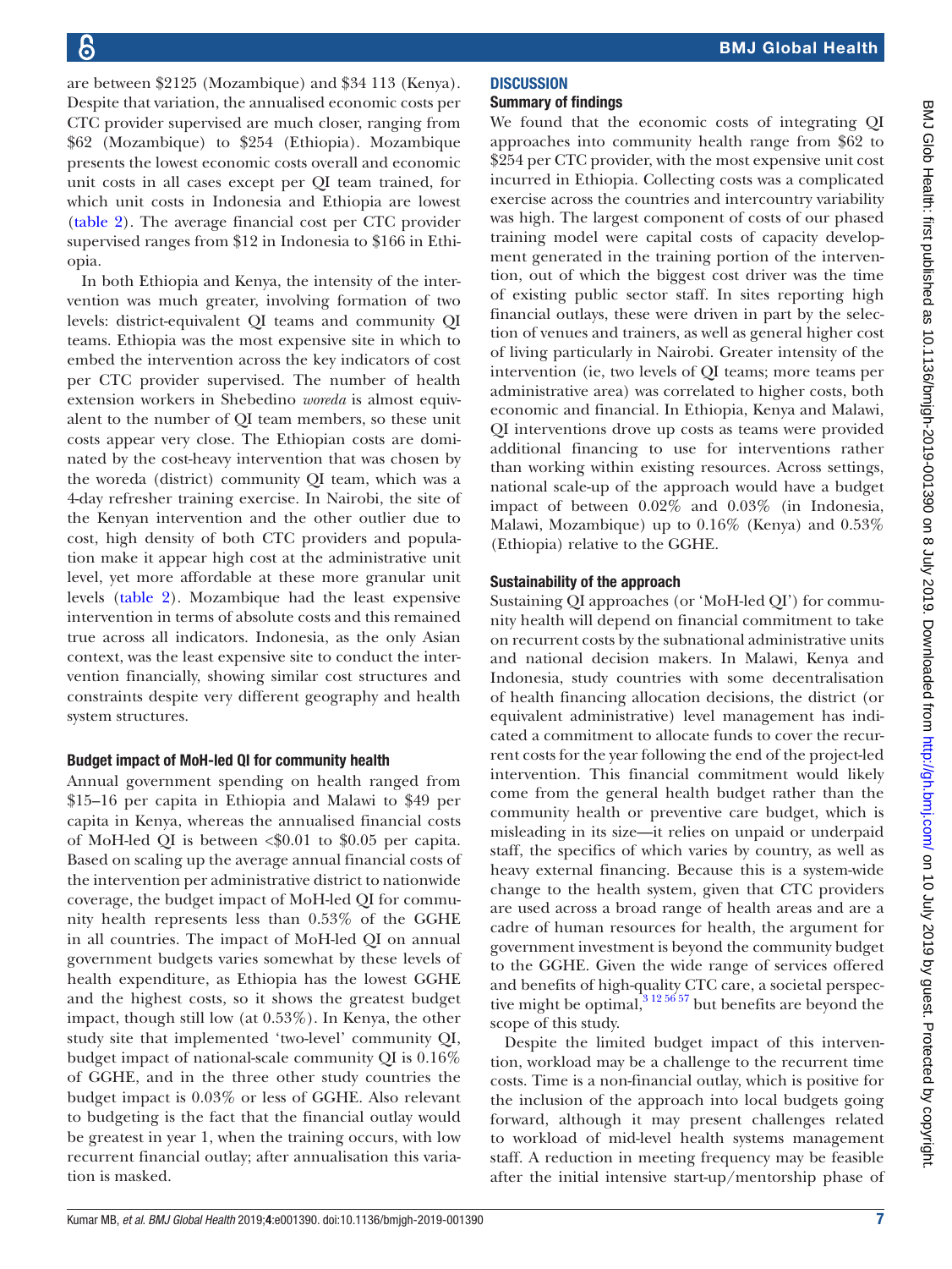are between $2125 (Mozambique) and $34 113 (Kenya). Despite that variation, the annualised economic costs per CTC provider supervised are much closer, ranging from $62 (Mozambique) to $254 (Ethiopia). Mozambique presents the lowest economic costs overall and economic unit costs in all cases except per QI team trained, for which unit costs in Indonesia and Ethiopia are lowest (table 2). The average financial cost per CTC provider supervised ranges from $12 in Indonesia to $166 in Ethiopia.

In both Ethiopia and Kenya, the intensity of the intervention was much greater, involving formation of two levels: district-equivalent QI teams and community QI teams. Ethiopia was the most expensive site in which to embed the intervention across the key indicators of cost per CTC provider supervised. The number of health extension workers in Shebedino *woreda* is almost equivalent to the number of QI team members, so these unit costs appear very close. The Ethiopian costs are dominated by the cost-heavy intervention that was chosen by the woreda (district) community QI team, which was a 4-day refresher training exercise. In Nairobi, the site of the Kenyan intervention and the other outlier due to cost, high density of both CTC providers and population make it appear high cost at the administrative unit level, yet more affordable at these more granular unit levels (table 2). Mozambique had the least expensive intervention in terms of absolute costs and this remained true across all indicators. Indonesia, as the only Asian context, was the least expensive site to conduct the intervention financially, showing similar cost structures and constraints despite very different geography and health system structures.

### Budget impact of MoH-led QI for community health

Annual government spending on health ranged from $15–16 per capita in Ethiopia and Malawi to $49 per capita in Kenya, whereas the annualised financial costs of MoH-led QI is between <$0.01 to $0.05 per capita. Based on scaling up the average annual financial costs of the intervention per administrative district to nationwide coverage, the budget impact of MoH-led QI for community health represents less than 0.53% of the GGHE in all countries. The impact of MoH-led QI on annual government budgets varies somewhat by these levels of health expenditure, as Ethiopia has the lowest GGHE and the highest costs, so it shows the greatest budget impact, though still low (at 0.53%). In Kenya, the other study site that implemented 'two-level' community QI, budget impact of national-scale community QI is 0.16% of GGHE, and in the three other study countries the budget impact is 0.03% or less of GGHE. Also relevant to budgeting is the fact that the financial outlay would be greatest in year 1, when the training occurs, with low recurrent financial outlay; after annualisation this variation is masked.

## DISCUSSION

### Summary of findings

We found that the economic costs of integrating QI approaches into community health range from $62 to $254 per CTC provider, with the most expensive unit cost incurred in Ethiopia. Collecting costs was a complicated exercise across the countries and intercountry variability was high. The largest component of costs of our phased training model were capital costs of capacity development generated in the training portion of the intervention, out of which the biggest cost driver was the time of existing public sector staff. In sites reporting high financial outlays, these were driven in part by the selection of venues and trainers, as well as general higher cost of living particularly in Nairobi. Greater intensity of the intervention (ie, two levels of QI teams; more teams per administrative area) was correlated to higher costs, both economic and financial. In Ethiopia, Kenya and Malawi, QI interventions drove up costs as teams were provided additional financing to use for interventions rather than working within existing resources. Across settings, national scale-up of the approach would have a budget impact of between 0.02% and 0.03% (in Indonesia, Malawi, Mozambique) up to 0.16% (Kenya) and 0.53% (Ethiopia) relative to the GGHE.

### Sustainability of the approach

Sustaining QI approaches (or 'MoH-led QI') for community health will depend on financial commitment to take on recurrent costs by the subnational administrative units and national decision makers. In Malawi, Kenya and Indonesia, study countries with some decentralisation of health financing allocation decisions, the district (or equivalent administrative) level management has indicated a commitment to allocate funds to cover the recurrent costs for the year following the end of the project-led intervention. This financial commitment would likely come from the general health budget rather than the community health or preventive care budget, which is misleading in its size—it relies on unpaid or underpaid staff, the specifics of which varies by country, as well as heavy external financing. Because this is a system-wide change to the health system, given that CTC providers are used across a broad range of health areas and are a cadre of human resources for health, the argument for government investment is beyond the community budget to the GGHE. Given the wide range of services offered and benefits of high-quality CTC care, a societal perspective might be optimal,[3 12 56 57] but benefits are beyond the scope of this study.

Despite the limited budget impact of this intervention, workload may be a challenge to the recurrent time costs. Time is a non-financial outlay, which is positive for the inclusion of the approach into local budgets going forward, although it may present challenges related to workload of mid-level health systems management staff. A reduction in meeting frequency may be feasible after the initial intensive start-up/mentorship phase of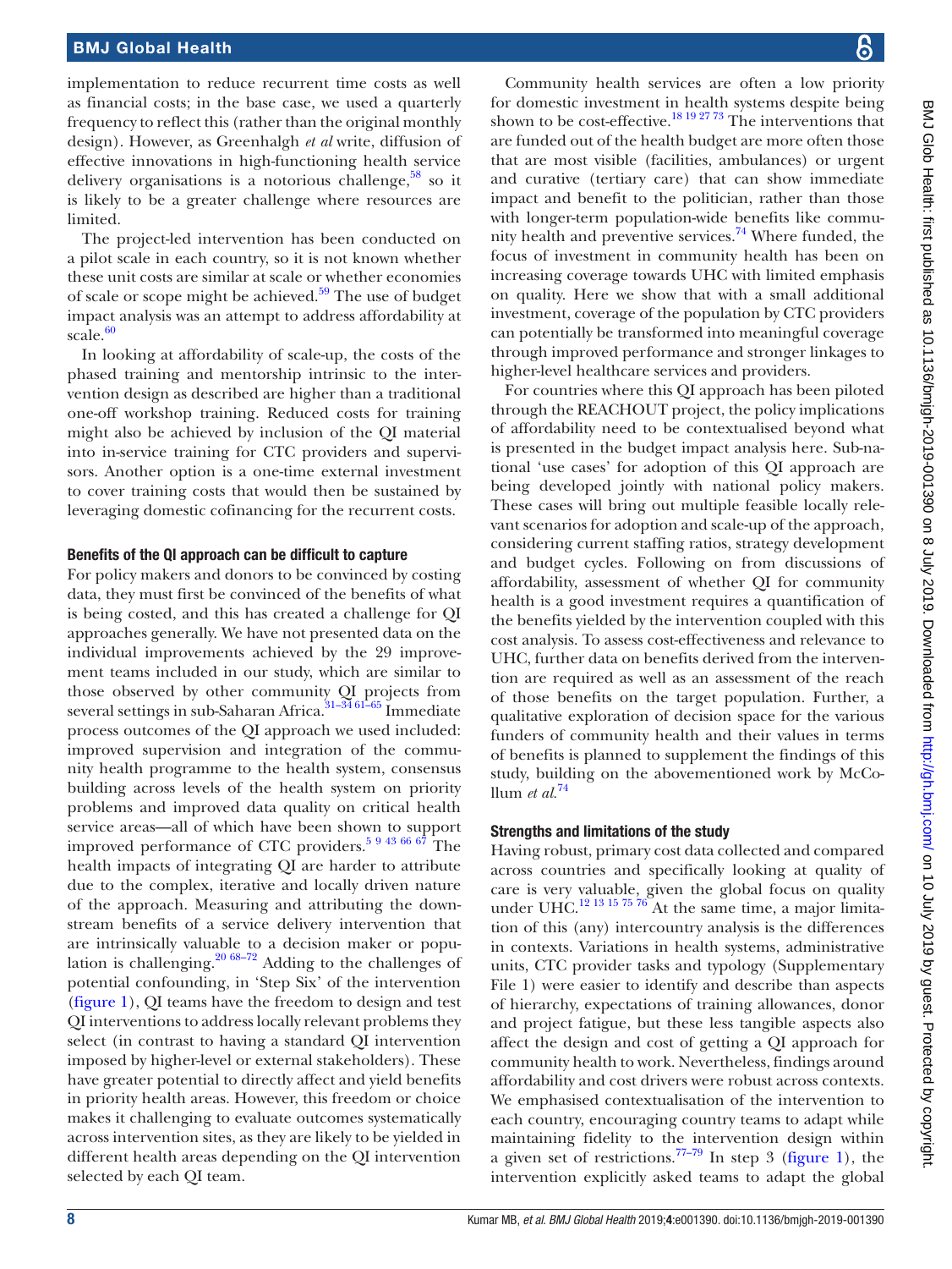implementation to reduce recurrent time costs as well as financial costs; in the base case, we used a quarterly frequency to reflect this (rather than the original monthly design). However, as Greenhalgh *et al* write, diffusion of effective innovations in high-functioning health service delivery organisations is a notorious challenge,[58] so it is likely to be a greater challenge where resources are limited.

The project-led intervention has been conducted on a pilot scale in each country, so it is not known whether these unit costs are similar at scale or whether economies of scale or scope might be achieved.[59] The use of budget impact analysis was an attempt to address affordability at scale.[60]

In looking at affordability of scale-up, the costs of the phased training and mentorship intrinsic to the intervention design as described are higher than a traditional one-off workshop training. Reduced costs for training might also be achieved by inclusion of the QI material into in-service training for CTC providers and supervisors. Another option is a one-time external investment to cover training costs that would then be sustained by leveraging domestic cofinancing for the recurrent costs.

### Benefits of the QI approach can be difficult to capture

For policy makers and donors to be convinced by costing data, they must first be convinced of the benefits of what is being costed, and this has created a challenge for QI approaches generally. We have not presented data on the individual improvements achieved by the 29 improvement teams included in our study, which are similar to those observed by other community QI projects from several settings in sub-Saharan Africa.[31–34 61–65] Immediate process outcomes of the QI approach we used included: improved supervision and integration of the community health programme to the health system, consensus building across levels of the health system on priority problems and improved data quality on critical health service areas—all of which have been shown to support improved performance of CTC providers.[5 9 43 66 67] The health impacts of integrating QI are harder to attribute due to the complex, iterative and locally driven nature of the approach. Measuring and attributing the downstream benefits of a service delivery intervention that are intrinsically valuable to a decision maker or population is challenging.[20 68–72] Adding to the challenges of potential confounding, in 'Step Six' of the intervention (figure 1), QI teams have the freedom to design and test QI interventions to address locally relevant problems they select (in contrast to having a standard QI intervention imposed by higher-level or external stakeholders). These have greater potential to directly affect and yield benefits in priority health areas. However, this freedom or choice makes it challenging to evaluate outcomes systematically across intervention sites, as they are likely to be yielded in different health areas depending on the QI intervention selected by each QI team.

Community health services are often a low priority for domestic investment in health systems despite being shown to be cost-effective.[18 19 27 73] The interventions that are funded out of the health budget are more often those that are most visible (facilities, ambulances) or urgent and curative (tertiary care) that can show immediate impact and benefit to the politician, rather than those with longer-term population-wide benefits like community health and preventive services.[74] Where funded, the focus of investment in community health has been on increasing coverage towards UHC with limited emphasis on quality. Here we show that with a small additional investment, coverage of the population by CTC providers can potentially be transformed into meaningful coverage through improved performance and stronger linkages to higher-level healthcare services and providers.

For countries where this QI approach has been piloted through the REACHOUT project, the policy implications of affordability need to be contextualised beyond what is presented in the budget impact analysis here. Sub-national 'use cases' for adoption of this QI approach are being developed jointly with national policy makers. These cases will bring out multiple feasible locally relevant scenarios for adoption and scale-up of the approach, considering current staffing ratios, strategy development and budget cycles. Following on from discussions of affordability, assessment of whether QI for community health is a good investment requires a quantification of the benefits yielded by the intervention coupled with this cost analysis. To assess cost-effectiveness and relevance to UHC, further data on benefits derived from the intervention are required as well as an assessment of the reach of those benefits on the target population. Further, a qualitative exploration of decision space for the various funders of community health and their values in terms of benefits is planned to supplement the findings of this study, building on the abovementioned work by McCollum *et al*.[74]

### Strengths and limitations of the study

Having robust, primary cost data collected and compared across countries and specifically looking at quality of care is very valuable, given the global focus on quality under UHC.[12 13 15 75 76] At the same time, a major limitation of this (any) intercountry analysis is the differences in contexts. Variations in health systems, administrative units, CTC provider tasks and typology (Supplementary File 1) were easier to identify and describe than aspects of hierarchy, expectations of training allowances, donor and project fatigue, but these less tangible aspects also affect the design and cost of getting a QI approach for community health to work. Nevertheless, findings around affordability and cost drivers were robust across contexts. We emphasised contextualisation of the intervention to each country, encouraging country teams to adapt while maintaining fidelity to the intervention design within a given set of restrictions.[77–79] In step 3 (figure 1), the intervention explicitly asked teams to adapt the global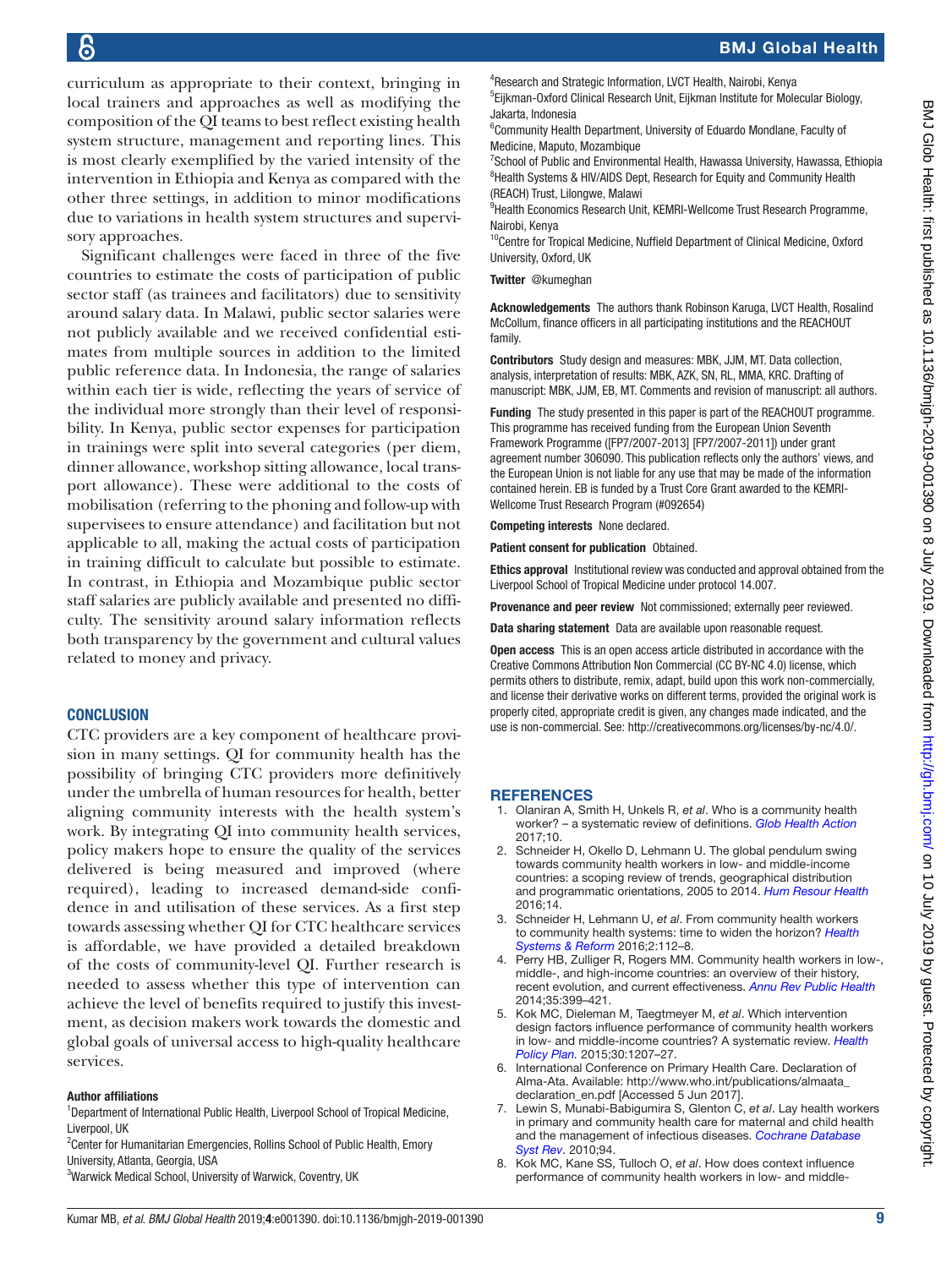curriculum as appropriate to their context, bringing in local trainers and approaches as well as modifying the composition of the QI teams to best reflect existing health system structure, management and reporting lines. This is most clearly exemplified by the varied intensity of the intervention in Ethiopia and Kenya as compared with the other three settings, in addition to minor modifications due to variations in health system structures and supervisory approaches.

Significant challenges were faced in three of the five countries to estimate the costs of participation of public sector staff (as trainees and facilitators) due to sensitivity around salary data. In Malawi, public sector salaries were not publicly available and we received confidential estimates from multiple sources in addition to the limited public reference data. In Indonesia, the range of salaries within each tier is wide, reflecting the years of service of the individual more strongly than their level of responsibility. In Kenya, public sector expenses for participation in trainings were split into several categories (per diem, dinner allowance, workshop sitting allowance, local transport allowance). These were additional to the costs of mobilisation (referring to the phoning and follow-up with supervisees to ensure attendance) and facilitation but not applicable to all, making the actual costs of participation in training difficult to calculate but possible to estimate. In contrast, in Ethiopia and Mozambique public sector staff salaries are publicly available and presented no difficulty. The sensitivity around salary information reflects both transparency by the government and cultural values related to money and privacy.

## CONCLUSION

CTC providers are a key component of healthcare provision in many settings. QI for community health has the possibility of bringing CTC providers more definitively under the umbrella of human resources for health, better aligning community interests with the health system's work. By integrating QI into community health services, policy makers hope to ensure the quality of the services delivered is being measured and improved (where required), leading to increased demand-side confidence in and utilisation of these services. As a first step towards assessing whether QI for CTC healthcare services is affordable, we have provided a detailed breakdown of the costs of community-level QI. Further research is needed to assess whether this type of intervention can achieve the level of benefits required to justify this investment, as decision makers work towards the domestic and global goals of universal access to high-quality healthcare services.

**Author affiliations**

[1]Department of International Public Health, Liverpool School of Tropical Medicine, Liverpool, UK
[2]Center for Humanitarian Emergencies, Rollins School of Public Health, Emory University, Atlanta, Georgia, USA
[3]Warwick Medical School, University of Warwick, Coventry, UK
[4]Research and Strategic Information, LVCT Health, Nairobi, Kenya
[5]Eijkman-Oxford Clinical Research Unit, Eijkman Institute for Molecular Biology, Jakarta, Indonesia
[6]Community Health Department, University of Eduardo Mondlane, Faculty of Medicine, Maputo, Mozambique
[7]School of Public and Environmental Health, Hawassa University, Hawassa, Ethiopia
[8]Health Systems & HIV/AIDS Dept, Research for Equity and Community Health (REACH) Trust, Lilongwe, Malawi
[9]Health Economics Research Unit, KEMRI-Wellcome Trust Research Programme, Nairobi, Kenya
[10]Centre for Tropical Medicine, Nuffield Department of Clinical Medicine, Oxford University, Oxford, UK

**Twitter** @kumeghan

**Acknowledgements** The authors thank Robinson Karuga, LVCT Health, Rosalind McCollum, finance officers in all participating institutions and the REACHOUT family.

**Contributors** Study design and measures: MBK, JJM, MT. Data collection, analysis, interpretation of results: MBK, AZK, SN, RL, MMA, KRC. Drafting of manuscript: MBK, JJM, EB, MT. Comments and revision of manuscript: all authors.

**Funding** The study presented in this paper is part of the REACHOUT programme. This programme has received funding from the European Union Seventh Framework Programme ([FP7/2007-2013] [FP7/2007-2011]) under grant agreement number 306090. This publication reflects only the authors' views, and the European Union is not liable for any use that may be made of the information contained herein. EB is funded by a Trust Core Grant awarded to the KEMRI-Wellcome Trust Research Program (#092654)

**Competing interests** None declared.

**Patient consent for publication** Obtained.

**Ethics approval** Institutional review was conducted and approval obtained from the Liverpool School of Tropical Medicine under protocol 14.007.

**Provenance and peer review** Not commissioned; externally peer reviewed.

**Data sharing statement** Data are available upon reasonable request.

**Open access** This is an open access article distributed in accordance with the Creative Commons Attribution Non Commercial (CC BY-NC 4.0) license, which permits others to distribute, remix, adapt, build upon this work non-commercially, and license their derivative works on different terms, provided the original work is properly cited, appropriate credit is given, any changes made indicated, and the use is non-commercial. See: http://creativecommons.org/licenses/by-nc/4.0/.

## REFERENCES

1. Olaniran A, Smith H, Unkels R, *et al*. Who is a community health worker? – a systematic review of definitions. *Glob Health Action* 2017;10.
2. Schneider H, Okello D, Lehmann U. The global pendulum swing towards community health workers in low- and middle-income countries: a scoping review of trends, geographical distribution and programmatic orientations, 2005 to 2014. *Hum Resour Health* 2016;14.
3. Schneider H, Lehmann U, *et al*. From community health workers to community health systems: time to widen the horizon? *Health Systems & Reform* 2016;2:112–8.
4. Perry HB, Zulliger R, Rogers MM. Community health workers in low-, middle-, and high-income countries: an overview of their history, recent evolution, and current effectiveness. *Annu Rev Public Health* 2014;35:399–421.
5. Kok MC, Dieleman M, Taegtmeyer M, *et al*. Which intervention design factors influence performance of community health workers in low- and middle-income countries? A systematic review. *Health Policy Plan.* 2015;30:1207–27.
6. International Conference on Primary Health Care. Declaration of Alma-Ata. Available: http://www.who.int/publications/almaata_declaration_en.pdf [Accessed 5 Jun 2017].
7. Lewin S, Munabi-Babigumira S, Glenton C, *et al*. Lay health workers in primary and community health care for maternal and child health and the management of infectious diseases. *Cochrane Database Syst Rev*. 2010;94.
8. Kok MC, Kane SS, Tulloch O, *et al*. How does context influence performance of community health workers in low- and middle-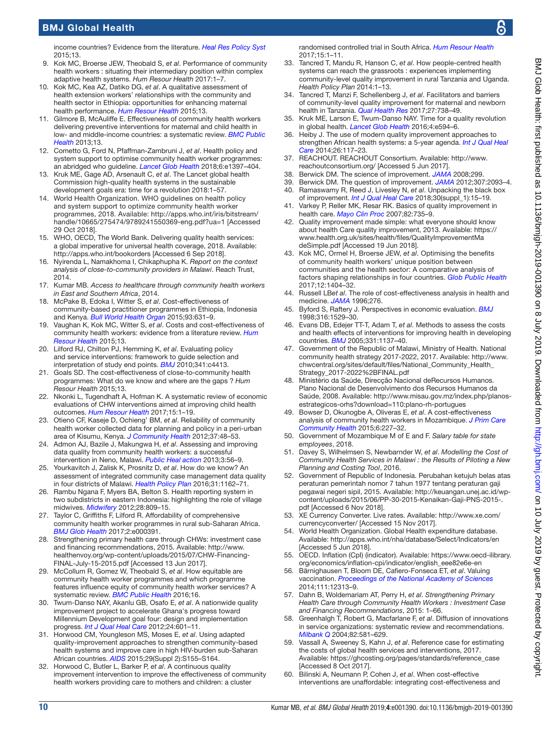income countries? Evidence from the literature. *Heal Res Policy Syst* 2015;13.

9. Kok MC, Broerse JEW, Theobald S, *et al*. Performance of community health workers : situating their intermediary position within complex adaptive health systems. *Hum Resour Health* 2017:1–7.
10. Kok MC, Kea AZ, Datiko DG, *et al*. A qualitative assessment of health extension workers' relationships with the community and health sector in Ethiopia: opportunities for enhancing maternal health performance. *Hum Resour Health* 2015;13.
11. Gilmore B, McAuliffe E. Effectiveness of community health workers delivering preventive interventions for maternal and child health in low- and middle-income countries: a systematic review. *BMC Public Health* 2013;13.
12. Cometto G, Ford N, Pfaffman-Zambruni J, *et al*. Health policy and system support to optimise community health worker programmes: an abridged who guideline. *Lancet Glob Health* 2018;6:e1397–404.
13. Kruk ME, Gage AD, Arsenault C, *et al*. The Lancet global health Commission high-quality health systems in the sustainable development goals era: time for a revolution 2018:1–57.
14. World Health Organization. WHO guidelines on health policy and system support to optimize community health worker programmes, 2018. Available: http://apps.who.int/iris/bitstream/handle/10665/275474/9789241550369-eng.pdf?ua=1 [Accessed 29 Oct 2018].
15. WHO, OECD, The World Bank. Delivering quality health services: a global imperative for universal health coverage, 2018. Available: http://apps.who.int/bookorders [Accessed 6 Sep 2018].
16. Nyirenda L, Namakhoma I, Chikaphupha K. *Report on the context analysis of close-to-community providers in Malawi*. Reach Trust, 2014.
17. Kumar MB. *Access to healthcare through community health workers in East and Southern Africa*, 2014.
18. McPake B, Edoka I, Witter S, *et al*. Cost-effectiveness of community-based practitioner programmes in Ethiopia, Indonesia and Kenya. *Bull World Health Organ* 2015;93:631–9.
19. Vaughan K, Kok MC, Witter S, *et al*. Costs and cost-effectiveness of community health workers: evidence from a literature review. *Hum Resour Health* 2015;13.
20. Lilford RJ, Chilton PJ, Hemming K, *et al*. Evaluating policy and service interventions: framework to guide selection and interpretation of study end points. *BMJ* 2010;341:c4413.
21. Goals SD. The cost-effectiveness of close-to-community health programmes: What do we know and where are the gaps ? *Hum Resour Health* 2015;13.
22. Nkonki L, Tugendhaft A, Hofman K. A systematic review of economic evaluations of CHW interventions aimed at improving child health outcomes. *Hum Resour Health* 2017;15:1–19.
23. Otieno CF, Kaseje D, Ochieng' BM, *et al*. Reliability of community health worker collected data for planning and policy in a peri-urban area of Kisumu, Kenya. *J Community Health* 2012;37:48–53.
24. Admon AJ, Bazile J, Makungwa H, *et al*. Assessing and improving data quality from community health workers: a successful intervention in Neno, Malawi. *Public Heal action* 2013;3:56–9.
25. Yourkavitch J, Zalisk K, Prosnitz D, *et al*. How do we know? An assessment of integrated community case management data quality in four districts of Malawi. *Health Policy Plan* 2016;31:1162–71.
26. Rambu Ngana F, Myers BA, Belton S. Health reporting system in two subdistricts in eastern Indonesia: highlighting the role of village midwives. *Midwifery* 2012;28:809–15.
27. Taylor C, Griffiths F, Lilford R. Affordability of comprehensive community health worker programmes in rural sub-Saharan Africa. *BMJ Glob Health* 2017;2:e000391.
28. Strengthening primary health care through CHWs: investment case and financing recommendations, 2015. Available: http://www.healthenvoy.org/wp-content/uploads/2015/07/CHW-Financing-FINAL-July-15-2015.pdf [Accessed 13 Jun 2017].
29. McCollum R, Gomez W, Theobald S, *et al*. How equitable are community health worker programmes and which programme features influence equity of community health worker services? A systematic review. *BMC Public Health* 2016;16.
30. Twum-Danso NAY, Akanlu GB, Osafo E, *et al*. A nationwide quality improvement project to accelerate Ghana's progress toward Millennium Development goal four: design and implementation progress. *Int J Qual Heal Care* 2012;24:601–11.
31. Horwood CM, Youngleson MS, Moses E, *et al*. Using adapted quality-improvement approaches to strengthen community-based health systems and improve care in high HIV-burden sub-Saharan African countries. *AIDS* 2015;29(Suppl 2):S155–S164.
32. Horwood C, Butler L, Barker P, *et al*. A continuous quality improvement intervention to improve the effectiveness of community health workers providing care to mothers and children: a cluster randomised controlled trial in South Africa. *Hum Resour Health* 2017;15:1–11.
33. Tancred T, Mandu R, Hanson C, *et al*. How people-centred health systems can reach the grassroots : experiences implementing community-level quality improvement in rural Tanzania and Uganda. *Health Policy Plan* 2014:1–13.
34. Tancred T, Manzi F, Schellenberg J, *et al*. Facilitators and barriers of community-level quality improvement for maternal and newborn health in Tanzania. *Qual Health Res* 2017;27:738–49.
35. Kruk ME, Larson E, Twum-Danso NAY. Time for a quality revolution in global health. *Lancet Glob Health* 2016;4:e594–6.
36. Heiby J. The use of modern quality improvement approaches to strengthen African health systems: a 5-year agenda. *Int J Qual Heal Care* 2014;26:117–23.
37. REACHOUT. REACHOUT Consortium. Available: http://www.reachoutconsortium.org/ [Accessed 5 Jun 2017].
38. Berwick DM. The science of improvement. *JAMA* 2008;299.
39. Berwick DM. The question of improvement. *JAMA* 2012;307:2093–4.
40. Ramaswamy R, Reed J, Livesley N, *et al*. Unpacking the black box of improvement. *Int J Qual Heal Care* 2018;30(suppl_1):15–19.
41. Varkey P, Reller MK, Resar RK. Basics of quality improvement in health care. *Mayo Clin Proc* 2007;82:735–9.
42. Quality improvement made simple: what everyone should know about health Care quality improvement, 2013. Available: https://www.health.org.uk/sites/health/files/QualityImprovementMadeSimple.pdf [Accessed 19 Jun 2018].
43. Kok MC, Ormel H, Broerse JEW, *et al*. Optimising the benefits of community health workers' unique position between communities and the health sector: A comparative analysis of factors shaping relationships in four countries. *Glob Public Health* 2017;12:1404–32.
44. Russell LB*et al*. The role of cost-effectiveness analysis in health and medicine. *JAMA* 1996;276.
45. Byford S, Raftery J. Perspectives in economic evaluation. *BMJ* 1998;316:1529–30.
46. Evans DB, Edejer TT-T, Adam T, *et al*. Methods to assess the costs and health effects of interventions for improving health in developing countries. *BMJ* 2005;331:1137–40.
47. Government of the Republic of Malawi, Ministry of Health. National community health strategy 2017-2022, 2017. Available: http://www.chwcentral.org/sites/default/files/National_Community_Health_Strategy_2017-2022%2BFINAL.pdf
48. Ministério da Saúde, Direcção Nacional deRecursos Humanos. Plano Nacional de Desenvolvimento dos Recursos Humanos da Saúde, 2008. Available: http://www.misau.gov.mz/index.php/planos-estrategicos-orhs?download=110:plano-rh-portugues
49. Bowser D, Okunogbe A, Oliveras E, *et al*. A cost-effectiveness analysis of community health workers in Mozambique. *J Prim Care Community Health* 2015;6:227–32.
50. Government of Mozambique M of E and F. *Salary table for state employees*, 2018.
51. Davey S, Wilhelmsen S, Newbarnder W, *et al*. *Modelling the Cost of Community Health Services in Malawi : the Results of Piloting a New Planning and Costing Tool*, 2016.
52. Government of Republic of Indonesia. Perubahan ketujuh belas atas peraturan pemerintah nomor 7 tahun 1977 tentang peraturan gaji pegawai negeri sipil, 2015. Available: http://keuangan.unej.ac.id/wp-content/uploads/2015/06/PP-30-2015-Kenaikan-Gaji-PNS-2015-.pdf [Accessed 6 Nov 2018].
53. XE Currency Converter. Live rates. Available: http://www.xe.com/currencyconverter/ [Accessed 15 Nov 2017].
54. World Health Organization. Global Health expenditure database. Available: http://apps.who.int/nha/database/Select/Indicators/en [Accessed 5 Jun 2018].
55. OECD. Inflation (CpI) (indicator). Available: https://www.oecd-ilibrary.org/economics/inflation-cpi/indicator/english_eee82e6e-en
56. Bärnighausen T, Bloom DE, Cafiero-Fonseca ET, *et al*. Valuing vaccination. *Proceedings of the National Academy of Sciences* 2014;111:12313–9.
57. Dahn B, Woldemariam AT, Perry H, *et al*. *Strengthening Primary Health Care through Community Health Workers : Investment Case and Financing Recommendations*, 2015: 1–66.
58. Greenhalgh T, Robert G, Macfarlane F, *et al*. Diffusion of innovations in service organizations: systematic review and recommendations. *Milbank Q* 2004;82:581–629.
59. Vassall A, Sweeney S, Kahn J, *et al*. Reference case for estimating the costs of global health services and interventions, 2017. Available: https://ghcosting.org/pages/standards/reference_case [Accessed 8 Oct 2017].
60. Bilinski A, Neumann P, Cohen J, *et al*. When cost-effective interventions are unaffordable: integrating cost-effectiveness and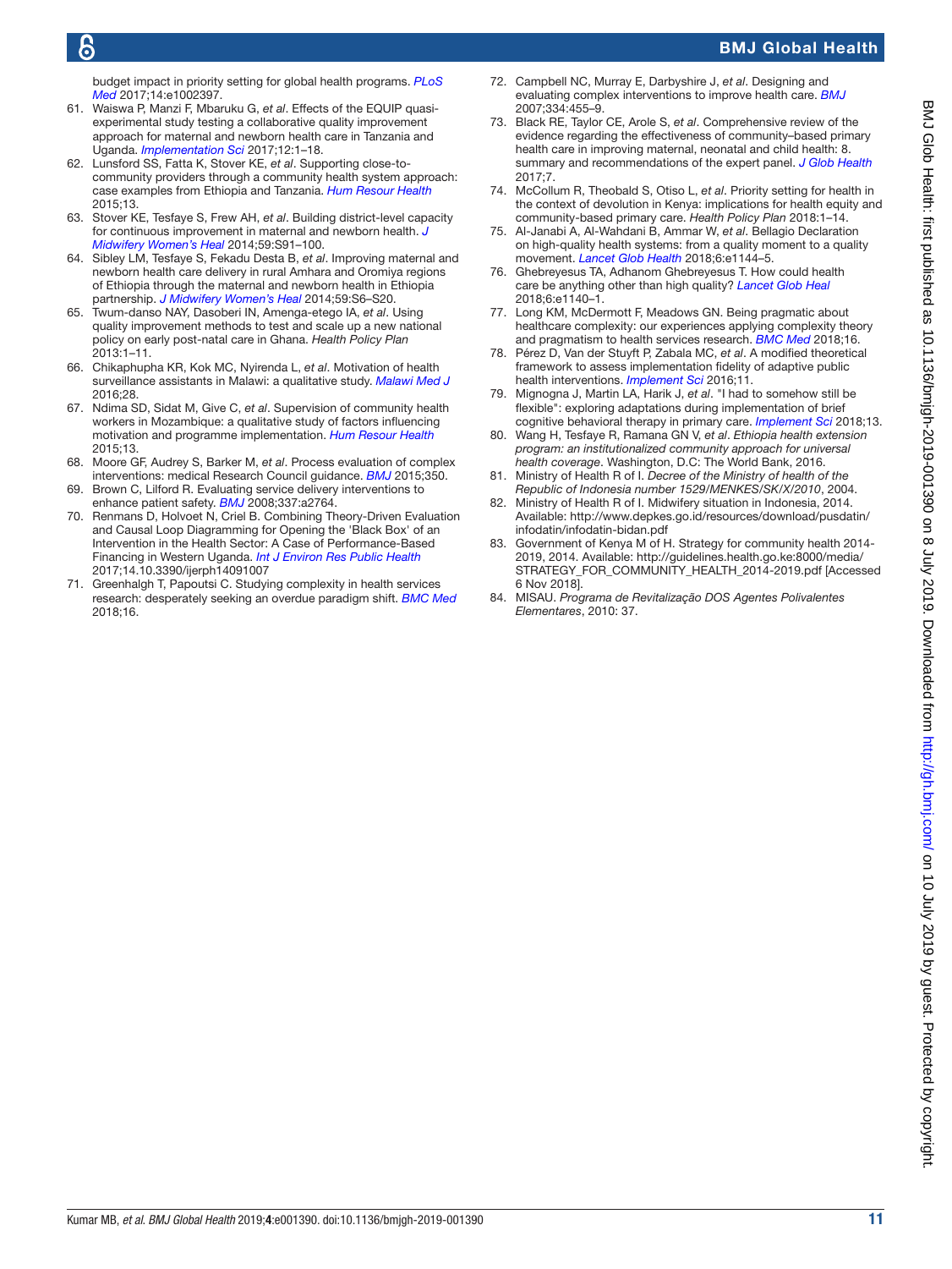budget impact in priority setting for global health programs. *PLoS Med* 2017;14:e1002397.

61. Waiswa P, Manzi F, Mbaruku G, *et al*. Effects of the EQUIP quasi-experimental study testing a collaborative quality improvement approach for maternal and newborn health care in Tanzania and Uganda. *Implementation Sci* 2017;12:1–18.
62. Lunsford SS, Fatta K, Stover KE, *et al*. Supporting close-to-community providers through a community health system approach: case examples from Ethiopia and Tanzania. *Hum Resour Health* 2015;13.
63. Stover KE, Tesfaye S, Frew AH, *et al*. Building district-level capacity for continuous improvement in maternal and newborn health. *J Midwifery Women's Heal* 2014;59:S91–100.
64. Sibley LM, Tesfaye S, Fekadu Desta B, *et al*. Improving maternal and newborn health care delivery in rural Amhara and Oromiya regions of Ethiopia through the maternal and newborn health in Ethiopia partnership. *J Midwifery Women's Heal* 2014;59:S6–S20.
65. Twum-danso NAY, Dasoberi IN, Amenga-etego IA, *et al*. Using quality improvement methods to test and scale up a new national policy on early post-natal care in Ghana. *Health Policy Plan* 2013:1–11.
66. Chikaphupha KR, Kok MC, Nyirenda L, *et al*. Motivation of health surveillance assistants in Malawi: a qualitative study. *Malawi Med J* 2016;28.
67. Ndima SD, Sidat M, Give C, *et al*. Supervision of community health workers in Mozambique: a qualitative study of factors influencing motivation and programme implementation. *Hum Resour Health* 2015;13.
68. Moore GF, Audrey S, Barker M, *et al*. Process evaluation of complex interventions: medical Research Council guidance. *BMJ* 2015;350.
69. Brown C, Lilford R. Evaluating service delivery interventions to enhance patient safety. *BMJ* 2008;337:a2764.
70. Renmans D, Holvoet N, Criel B. Combining Theory-Driven Evaluation and Causal Loop Diagramming for Opening the 'Black Box' of an Intervention in the Health Sector: A Case of Performance-Based Financing in Western Uganda. *Int J Environ Res Public Health* 2017;14.10.3390/ijerph14091007
71. Greenhalgh T, Papoutsi C. Studying complexity in health services research: desperately seeking an overdue paradigm shift. *BMC Med* 2018;16.
72. Campbell NC, Murray E, Darbyshire J, *et al*. Designing and evaluating complex interventions to improve health care. *BMJ* 2007;334:455–9.
73. Black RE, Taylor CE, Arole S, *et al*. Comprehensive review of the evidence regarding the effectiveness of community–based primary health care in improving maternal, neonatal and child health: 8. summary and recommendations of the expert panel. *J Glob Health* 2017;7.
74. McCollum R, Theobald S, Otiso L, *et al*. Priority setting for health in the context of devolution in Kenya: implications for health equity and community-based primary care. *Health Policy Plan* 2018:1–14.
75. Al-Janabi A, Al-Wahdani B, Ammar W, *et al*. Bellagio Declaration on high-quality health systems: from a quality moment to a quality movement. *Lancet Glob Health* 2018;6:e1144–5.
76. Ghebreyesus TA, Adhanom Ghebreyesus T. How could health care be anything other than high quality? *Lancet Glob Heal* 2018;6:e1140–1.
77. Long KM, McDermott F, Meadows GN. Being pragmatic about healthcare complexity: our experiences applying complexity theory and pragmatism to health services research. *BMC Med* 2018;16.
78. Pérez D, Van der Stuyft P, Zabala MC, *et al*. A modified theoretical framework to assess implementation fidelity of adaptive public health interventions. *Implement Sci* 2016;11.
79. Mignogna J, Martin LA, Harik J, *et al*. "I had to somehow still be flexible": exploring adaptations during implementation of brief cognitive behavioral therapy in primary care. *Implement Sci* 2018;13.
80. Wang H, Tesfaye R, Ramana GN V, *et al*. *Ethiopia health extension program: an institutionalized community approach for universal health coverage*. Washington, D.C: The World Bank, 2016.
81. Ministry of Health R of I. *Decree of the Ministry of health of the Republic of Indonesia number 1529/MENKES/SK/X/2010*, 2004.
82. Ministry of Health R of I. Midwifery situation in Indonesia, 2014. Available: http://www.depkes.go.id/resources/download/pusdatin/infodatin/infodatin-bidan.pdf
83. Government of Kenya M of H. Strategy for community health 2014-2019, 2014. Available: http://guidelines.health.go.ke:8000/media/STRATEGY_FOR_COMMUNITY_HEALTH_2014-2019.pdf [Accessed 6 Nov 2018].
84. MISAU. *Programa de Revitalização DOS Agentes Polivalentes Elementares*, 2010: 37.